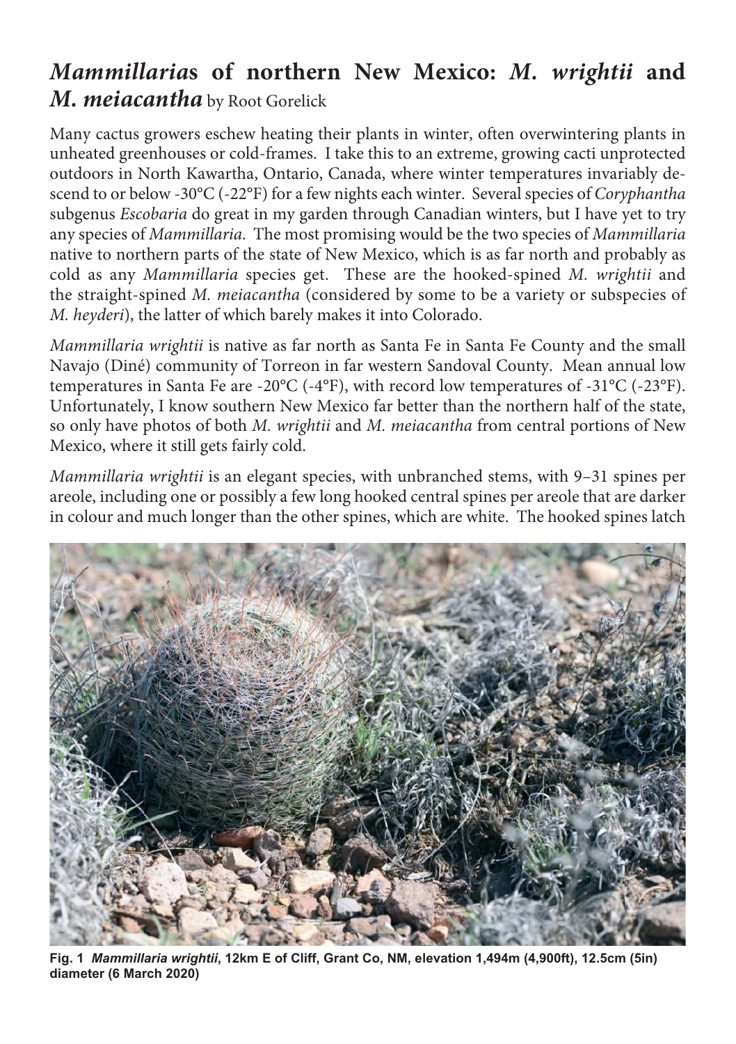# *Mammillaria*s of northern New Mexico: *M. wrightii* and *M. meiacantha* by Root Gorelick

Many cactus growers eschew heating their plants in winter, often overwintering plants in unheated greenhouses or cold-frames. I take this to an extreme, growing cacti unprotected outdoors in North Kawartha, Ontario, Canada, where winter temperatures invariably descend to or below -30°C (-22°F) for a few nights each winter. Several species of *Coryphantha* subgenus *Escobaria* do great in my garden through Canadian winters, but I have yet to try any species of *Mammillaria*. The most promising would be the two species of *Mammillaria* native to northern parts of the state of New Mexico, which is as far north and probably as cold as any *Mammillaria* species get. These are the hooked-spined *M. wrightii* and the straight-spined *M. meiacantha* (considered by some to be a variety or subspecies of *M. heyderi*), the latter of which barely makes it into Colorado.

*Mammillaria wrightii* is native as far north as Santa Fe in Santa Fe County and the small Navajo (Diné) community of Torreon in far western Sandoval County. Mean annual low temperatures in Santa Fe are -20°C (-4°F), with record low temperatures of -31°C (-23°F). Unfortunately, I know southern New Mexico far better than the northern half of the state, so only have photos of both *M. wrightii* and *M. meiacantha* from central portions of New Mexico, where it still gets fairly cold.

*Mammillaria wrightii* is an elegant species, with unbranched stems, with 9–31 spines per areole, including one or possibly a few long hooked central spines per areole that are darker in colour and much longer than the other spines, which are white. The hooked spines latch

**Fig. 1** ***Mammillaria wrightii*, 12km E of Cliff, Grant Co, NM, elevation 1,494m (4,900ft), 12.5cm (5in) diameter (6 March 2020)**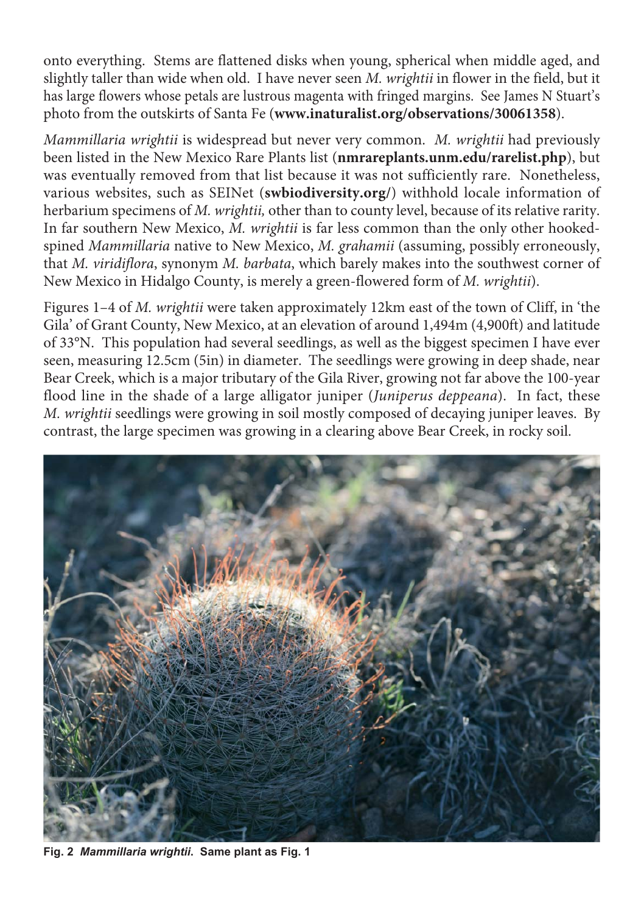onto everything. Stems are flattened disks when young, spherical when middle aged, and slightly taller than wide when old. I have never seen *M. wrightii* in flower in the field, but it has large flowers whose petals are lustrous magenta with fringed margins. See James N Stuart's photo from the outskirts of Santa Fe (**www.inaturalist.org/observations/30061358**).

*Mammillaria wrightii* is widespread but never very common. *M. wrightii* had previously been listed in the New Mexico Rare Plants list (**nmrareplants.unm.edu/rarelist.php**), but was eventually removed from that list because it was not sufficiently rare. Nonetheless, various websites, such as SEINet (**swbiodiversity.org/**) withhold locale information of herbarium specimens of *M. wrightii,* other than to county level, because of its relative rarity. In far southern New Mexico, *M. wrightii* is far less common than the only other hooked-spined *Mammillaria* native to New Mexico, *M. grahamii* (assuming, possibly erroneously, that *M. viridiflora*, synonym *M. barbata*, which barely makes into the southwest corner of New Mexico in Hidalgo County, is merely a green-flowered form of *M. wrightii*).

Figures 1–4 of *M. wrightii* were taken approximately 12km east of the town of Cliff, in 'the Gila' of Grant County, New Mexico, at an elevation of around 1,494m (4,900ft) and latitude of 33°N. This population had several seedlings, as well as the biggest specimen I have ever seen, measuring 12.5cm (5in) in diameter. The seedlings were growing in deep shade, near Bear Creek, which is a major tributary of the Gila River, growing not far above the 100-year flood line in the shade of a large alligator juniper (*Juniperus deppeana*). In fact, these *M. wrightii* seedlings were growing in soil mostly composed of decaying juniper leaves. By contrast, the large specimen was growing in a clearing above Bear Creek, in rocky soil.

**Fig. 2 *Mammillaria wrightii*. Same plant as Fig. 1**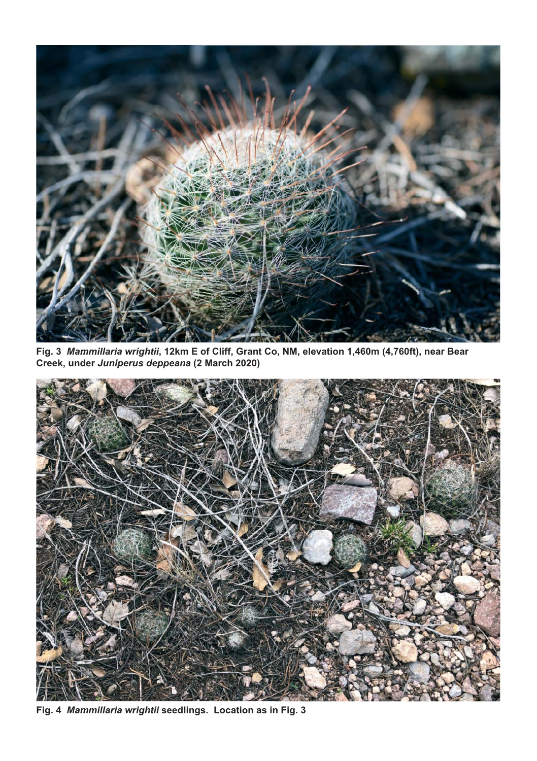**Fig. 3** ***Mammillaria wrightii*****, 12km E of Cliff, Grant Co, NM, elevation 1,460m (4,760ft), near Bear Creek, under *Juniperus deppeana* (2 March 2020)**

**Fig. 4** ***Mammillaria wrightii*** **seedlings. Location as in Fig. 3**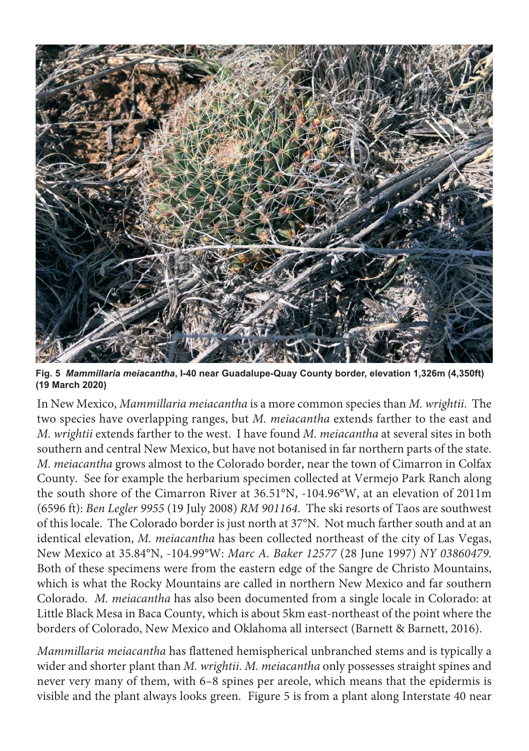**Fig. 5 *Mammillaria meiacantha*, I-40 near Guadalupe-Quay County border, elevation 1,326m (4,350ft) (19 March 2020)**

In New Mexico, *Mammillaria meiacantha* is a more common species than *M. wrightii*. The two species have overlapping ranges, but *M. meiacantha* extends farther to the east and *M. wrightii* extends farther to the west. I have found *M. meiacantha* at several sites in both southern and central New Mexico, but have not botanised in far northern parts of the state. *M. meiacantha* grows almost to the Colorado border, near the town of Cimarron in Colfax County. See for example the herbarium specimen collected at Vermejo Park Ranch along the south shore of the Cimarron River at 36.51°N, -104.96°W, at an elevation of 2011m (6596 ft): *Ben Legler 9955* (19 July 2008) *RM 901164*. The ski resorts of Taos are southwest of this locale. The Colorado border is just north at 37°N. Not much farther south and at an identical elevation, *M. meiacantha* has been collected northeast of the city of Las Vegas, New Mexico at 35.84°N, -104.99°W: *Marc A. Baker 12577* (28 June 1997) *NY 03860479*. Both of these specimens were from the eastern edge of the Sangre de Christo Mountains, which is what the Rocky Mountains are called in northern New Mexico and far southern Colorado. *M. meiacantha* has also been documented from a single locale in Colorado: at Little Black Mesa in Baca County, which is about 5km east-northeast of the point where the borders of Colorado, New Mexico and Oklahoma all intersect (Barnett & Barnett, 2016).

*Mammillaria meiacantha* has flattened hemispherical unbranched stems and is typically a wider and shorter plant than *M. wrightii*. *M. meiacantha* only possesses straight spines and never very many of them, with 6–8 spines per areole, which means that the epidermis is visible and the plant always looks green. Figure 5 is from a plant along Interstate 40 near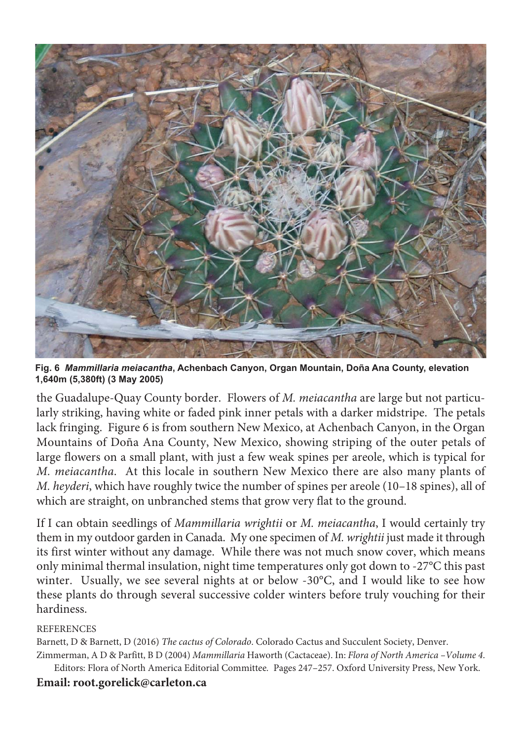**Fig. 6** ***Mammillaria meiacantha*****, Achenbach Canyon, Organ Mountain, Doña Ana County, elevation 1,640m (5,380ft) (3 May 2005)**

the Guadalupe-Quay County border. Flowers of *M. meiacantha* are large but not particularly striking, having white or faded pink inner petals with a darker midstripe. The petals lack fringing. Figure 6 is from southern New Mexico, at Achenbach Canyon, in the Organ Mountains of Doña Ana County, New Mexico, showing striping of the outer petals of large flowers on a small plant, with just a few weak spines per areole, which is typical for *M. meiacantha*. At this locale in southern New Mexico there are also many plants of *M. heyderi*, which have roughly twice the number of spines per areole (10–18 spines), all of which are straight, on unbranched stems that grow very flat to the ground.

If I can obtain seedlings of *Mammillaria wrightii* or *M. meiacantha*, I would certainly try them in my outdoor garden in Canada. My one specimen of *M. wrightii* just made it through its first winter without any damage. While there was not much snow cover, which means only minimal thermal insulation, night time temperatures only got down to -27°C this past winter. Usually, we see several nights at or below -30°C, and I would like to see how these plants do through several successive colder winters before truly vouching for their hardiness.

REFERENCES

Barnett, D & Barnett, D (2016) *The cactus of Colorado*. Colorado Cactus and Succulent Society, Denver.

Zimmerman, A D & Parfitt, B D (2004) *Mammillaria* Haworth (Cactaceae). In: *Flora of North America –Volume 4*. Editors: Flora of North America Editorial Committee. Pages 247–257. Oxford University Press, New York.

**Email: root.gorelick@carleton.ca**